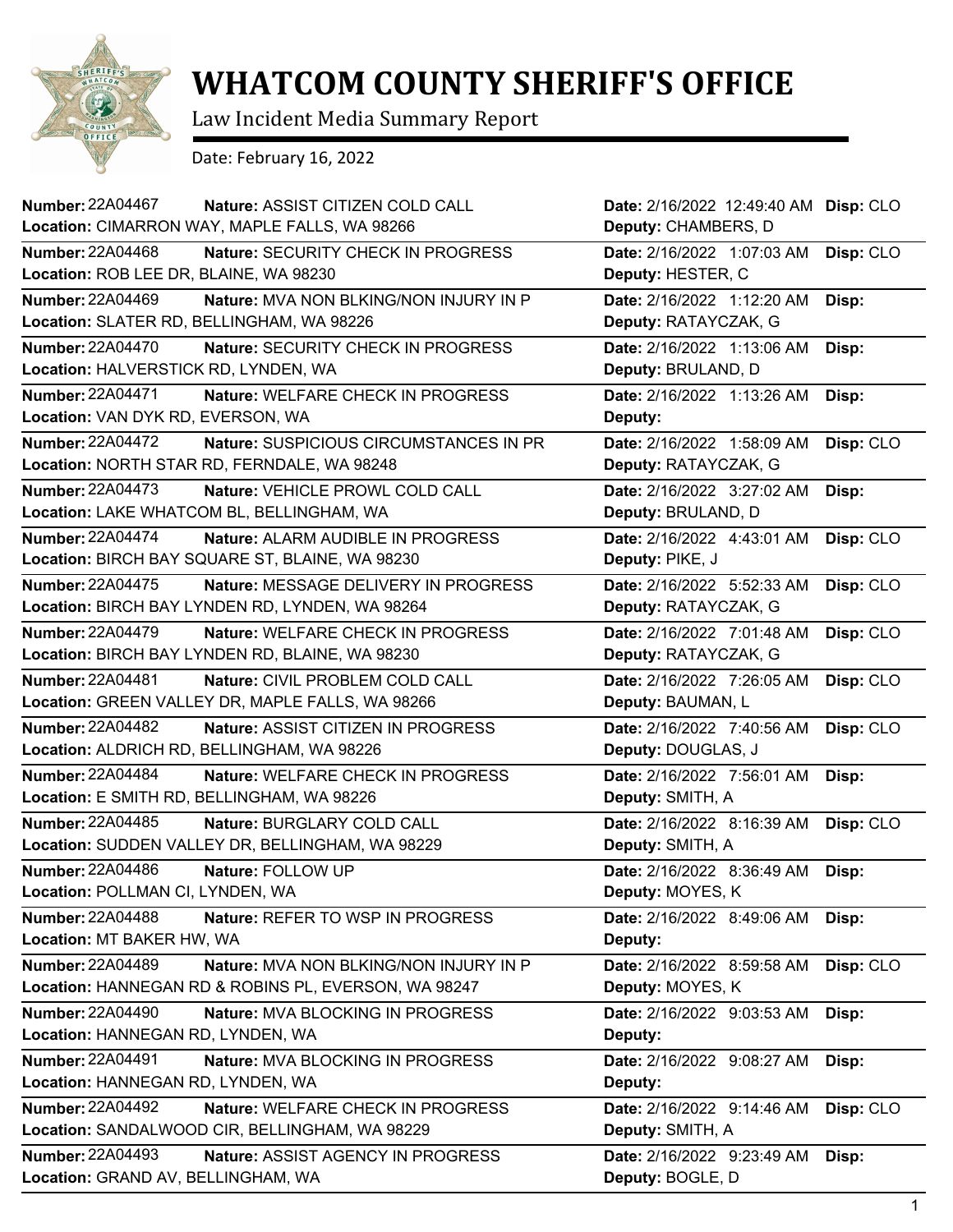# WHATCOM COUNTY SHERIFF'S OFFICE

Law Incident Media Summary Report

Date: February 16, 2022

| Number | Nature | Location | Date | Deputy | Disp |
|---|---|---|---|---|---|
| 22A04467 | ASSIST CITIZEN COLD CALL | CIMARRON WAY, MAPLE FALLS, WA 98266 | 2/16/2022 12:49:40 AM | CHAMBERS, D | CLO |
| 22A04468 | SECURITY CHECK IN PROGRESS | ROB LEE DR, BLAINE, WA 98230 | 2/16/2022 1:07:03 AM | HESTER, C | CLO |
| 22A04469 | MVA NON BLKING/NON INJURY IN P | SLATER RD, BELLINGHAM, WA 98226 | 2/16/2022 1:12:20 AM | RATAYCZAK, G | |
| 22A04470 | SECURITY CHECK IN PROGRESS | HALVERSTICK RD, LYNDEN, WA | 2/16/2022 1:13:06 AM | BRULAND, D | |
| 22A04471 | WELFARE CHECK IN PROGRESS | VAN DYK RD, EVERSON, WA | 2/16/2022 1:13:26 AM | | |
| 22A04472 | SUSPICIOUS CIRCUMSTANCES IN PR | NORTH STAR RD, FERNDALE, WA 98248 | 2/16/2022 1:58:09 AM | RATAYCZAK, G | CLO |
| 22A04473 | VEHICLE PROWL COLD CALL | LAKE WHATCOM BL, BELLINGHAM, WA | 2/16/2022 3:27:02 AM | BRULAND, D | |
| 22A04474 | ALARM AUDIBLE IN PROGRESS | BIRCH BAY SQUARE ST, BLAINE, WA 98230 | 2/16/2022 4:43:01 AM | PIKE, J | CLO |
| 22A04475 | MESSAGE DELIVERY IN PROGRESS | BIRCH BAY LYNDEN RD, LYNDEN, WA 98264 | 2/16/2022 5:52:33 AM | RATAYCZAK, G | CLO |
| 22A04479 | WELFARE CHECK IN PROGRESS | BIRCH BAY LYNDEN RD, BLAINE, WA 98230 | 2/16/2022 7:01:48 AM | RATAYCZAK, G | CLO |
| 22A04481 | CIVIL PROBLEM COLD CALL | GREEN VALLEY DR, MAPLE FALLS, WA 98266 | 2/16/2022 7:26:05 AM | BAUMAN, L | CLO |
| 22A04482 | ASSIST CITIZEN IN PROGRESS | ALDRICH RD, BELLINGHAM, WA 98226 | 2/16/2022 7:40:56 AM | DOUGLAS, J | CLO |
| 22A04484 | WELFARE CHECK IN PROGRESS | E SMITH RD, BELLINGHAM, WA 98226 | 2/16/2022 7:56:01 AM | SMITH, A | |
| 22A04485 | BURGLARY COLD CALL | SUDDEN VALLEY DR, BELLINGHAM, WA 98229 | 2/16/2022 8:16:39 AM | SMITH, A | CLO |
| 22A04486 | FOLLOW UP | POLLMAN CI, LYNDEN, WA | 2/16/2022 8:36:49 AM | MOYES, K | |
| 22A04488 | REFER TO WSP IN PROGRESS | MT BAKER HW, WA | 2/16/2022 8:49:06 AM | | |
| 22A04489 | MVA NON BLKING/NON INJURY IN P | HANNEGAN RD & ROBINS PL, EVERSON, WA 98247 | 2/16/2022 8:59:58 AM | MOYES, K | CLO |
| 22A04490 | MVA BLOCKING IN PROGRESS | HANNEGAN RD, LYNDEN, WA | 2/16/2022 9:03:53 AM | | |
| 22A04491 | MVA BLOCKING IN PROGRESS | HANNEGAN RD, LYNDEN, WA | 2/16/2022 9:08:27 AM | | |
| 22A04492 | WELFARE CHECK IN PROGRESS | SANDALWOOD CIR, BELLINGHAM, WA 98229 | 2/16/2022 9:14:46 AM | SMITH, A | CLO |
| 22A04493 | ASSIST AGENCY IN PROGRESS | GRAND AV, BELLINGHAM, WA | 2/16/2022 9:23:49 AM | BOGLE, D | |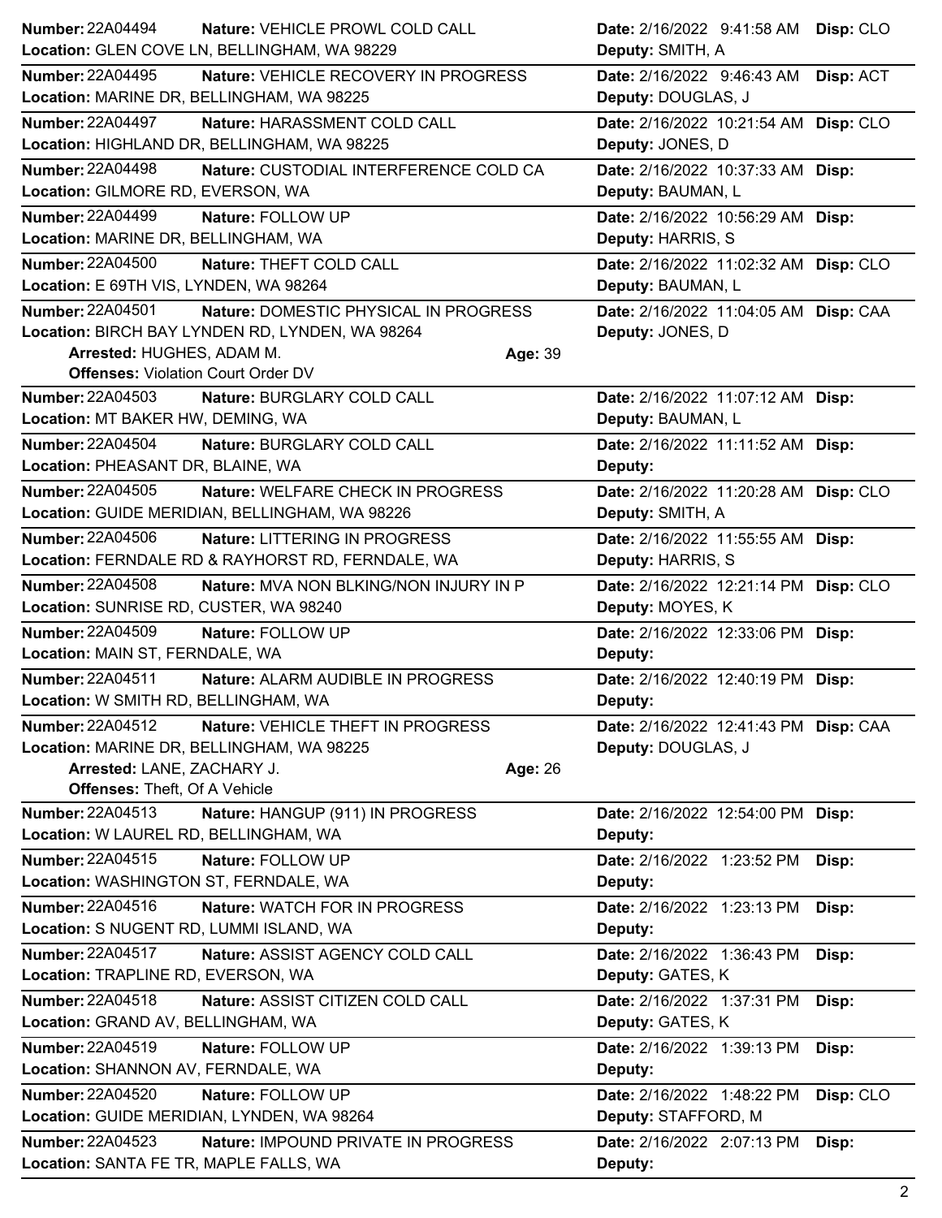**Number:** 22A04494 **Nature:** VEHICLE PROWL COLD CALL **Date:** 2/16/2022 9:41:58 AM **Disp:** CLO
**Location:** GLEN COVE LN, BELLINGHAM, WA 98229 **Deputy:** SMITH, A

---

**Number:** 22A04495 **Nature:** VEHICLE RECOVERY IN PROGRESS **Date:** 2/16/2022 9:46:43 AM **Disp:** ACT
**Location:** MARINE DR, BELLINGHAM, WA 98225 **Deputy:** DOUGLAS, J

---

**Number:** 22A04497 **Nature:** HARASSMENT COLD CALL **Date:** 2/16/2022 10:21:54 AM **Disp:** CLO
**Location:** HIGHLAND DR, BELLINGHAM, WA 98225 **Deputy:** JONES, D

---

**Number:** 22A04498 **Nature:** CUSTODIAL INTERFERENCE COLD CA **Date:** 2/16/2022 10:37:33 AM **Disp:**
**Location:** GILMORE RD, EVERSON, WA **Deputy:** BAUMAN, L

---

**Number:** 22A04499 **Nature:** FOLLOW UP **Date:** 2/16/2022 10:56:29 AM **Disp:**
**Location:** MARINE DR, BELLINGHAM, WA **Deputy:** HARRIS, S

---

**Number:** 22A04500 **Nature:** THEFT COLD CALL **Date:** 2/16/2022 11:02:32 AM **Disp:** CLO
**Location:** E 69TH VIS, LYNDEN, WA 98264 **Deputy:** BAUMAN, L

---

**Number:** 22A04501 **Nature:** DOMESTIC PHYSICAL IN PROGRESS **Date:** 2/16/2022 11:04:05 AM **Disp:** CAA
**Location:** BIRCH BAY LYNDEN RD, LYNDEN, WA 98264 **Deputy:** JONES, D
**Arrested:** HUGHES, ADAM M. **Age:** 39
**Offenses:** Violation Court Order DV

---

**Number:** 22A04503 **Nature:** BURGLARY COLD CALL **Date:** 2/16/2022 11:07:12 AM **Disp:**
**Location:** MT BAKER HW, DEMING, WA **Deputy:** BAUMAN, L

---

**Number:** 22A04504 **Nature:** BURGLARY COLD CALL **Date:** 2/16/2022 11:11:52 AM **Disp:**
**Location:** PHEASANT DR, BLAINE, WA **Deputy:**

---

**Number:** 22A04505 **Nature:** WELFARE CHECK IN PROGRESS **Date:** 2/16/2022 11:20:28 AM **Disp:** CLO
**Location:** GUIDE MERIDIAN, BELLINGHAM, WA 98226 **Deputy:** SMITH, A

---

**Number:** 22A04506 **Nature:** LITTERING IN PROGRESS **Date:** 2/16/2022 11:55:55 AM **Disp:**
**Location:** FERNDALE RD & RAYHORST RD, FERNDALE, WA **Deputy:** HARRIS, S

---

**Number:** 22A04508 **Nature:** MVA NON BLKING/NON INJURY IN P **Date:** 2/16/2022 12:21:14 PM **Disp:** CLO
**Location:** SUNRISE RD, CUSTER, WA 98240 **Deputy:** MOYES, K

---

**Number:** 22A04509 **Nature:** FOLLOW UP **Date:** 2/16/2022 12:33:06 PM **Disp:**
**Location:** MAIN ST, FERNDALE, WA **Deputy:**

---

**Number:** 22A04511 **Nature:** ALARM AUDIBLE IN PROGRESS **Date:** 2/16/2022 12:40:19 PM **Disp:**
**Location:** W SMITH RD, BELLINGHAM, WA **Deputy:**

---

**Number:** 22A04512 **Nature:** VEHICLE THEFT IN PROGRESS **Date:** 2/16/2022 12:41:43 PM **Disp:** CAA
**Location:** MARINE DR, BELLINGHAM, WA 98225 **Deputy:** DOUGLAS, J
**Arrested:** LANE, ZACHARY J. **Age:** 26
**Offenses:** Theft, Of A Vehicle

---

**Number:** 22A04513 **Nature:** HANGUP (911) IN PROGRESS **Date:** 2/16/2022 12:54:00 PM **Disp:**
**Location:** W LAUREL RD, BELLINGHAM, WA **Deputy:**

---

**Number:** 22A04515 **Nature:** FOLLOW UP **Date:** 2/16/2022 1:23:52 PM **Disp:**
**Location:** WASHINGTON ST, FERNDALE, WA **Deputy:**

---

**Number:** 22A04516 **Nature:** WATCH FOR IN PROGRESS **Date:** 2/16/2022 1:23:13 PM **Disp:**
**Location:** S NUGENT RD, LUMMI ISLAND, WA **Deputy:**

---

**Number:** 22A04517 **Nature:** ASSIST AGENCY COLD CALL **Date:** 2/16/2022 1:36:43 PM **Disp:**
**Location:** TRAPLINE RD, EVERSON, WA **Deputy:** GATES, K

---

**Number:** 22A04518 **Nature:** ASSIST CITIZEN COLD CALL **Date:** 2/16/2022 1:37:31 PM **Disp:**
**Location:** GRAND AV, BELLINGHAM, WA **Deputy:** GATES, K

---

**Number:** 22A04519 **Nature:** FOLLOW UP **Date:** 2/16/2022 1:39:13 PM **Disp:**
**Location:** SHANNON AV, FERNDALE, WA **Deputy:**

---

**Number:** 22A04520 **Nature:** FOLLOW UP **Date:** 2/16/2022 1:48:22 PM **Disp:** CLO
**Location:** GUIDE MERIDIAN, LYNDEN, WA 98264 **Deputy:** STAFFORD, M

---

**Number:** 22A04523 **Nature:** IMPOUND PRIVATE IN PROGRESS **Date:** 2/16/2022 2:07:13 PM **Disp:**
**Location:** SANTA FE TR, MAPLE FALLS, WA **Deputy:**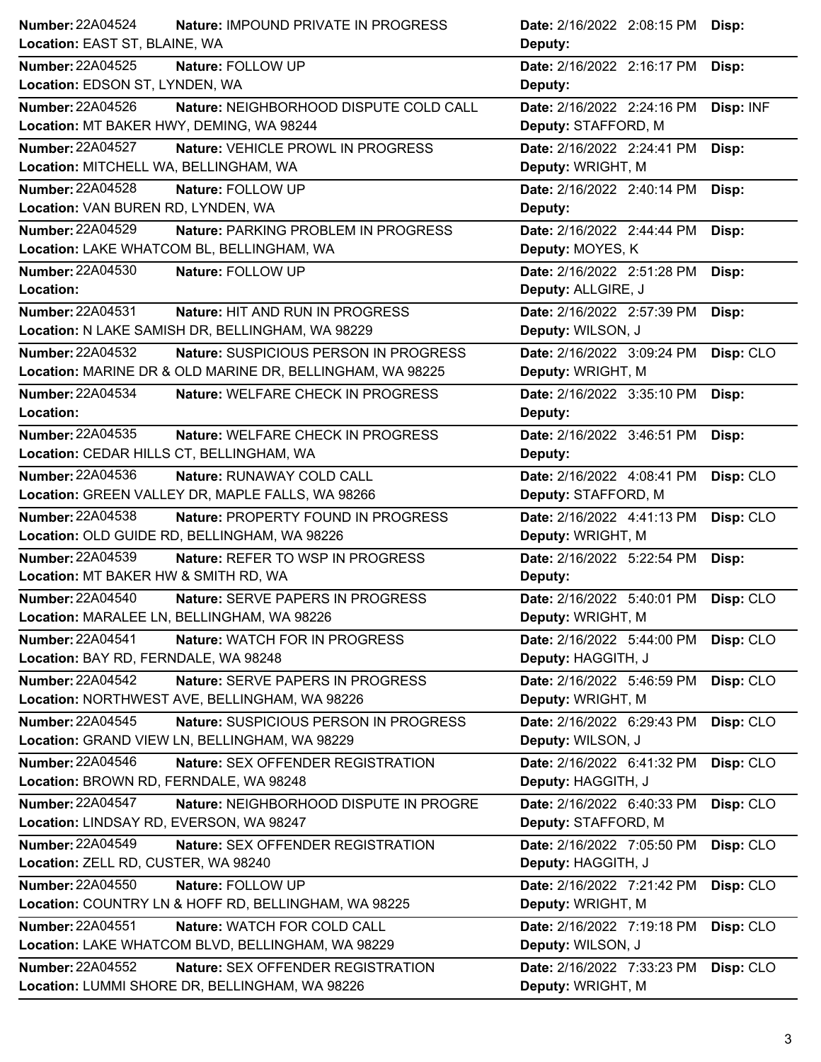| Number | Nature | Location | Date | Deputy | Disp |
|---|---|---|---|---|---|
| 22A04524 | IMPOUND PRIVATE IN PROGRESS | EAST ST, BLAINE, WA | 2/16/2022 2:08:15 PM | | |
| 22A04525 | FOLLOW UP | EDSON ST, LYNDEN, WA | 2/16/2022 2:16:17 PM | | |
| 22A04526 | NEIGHBORHOOD DISPUTE COLD CALL | MT BAKER HWY, DEMING, WA 98244 | 2/16/2022 2:24:16 PM | STAFFORD, M | INF |
| 22A04527 | VEHICLE PROWL IN PROGRESS | MITCHELL WA, BELLINGHAM, WA | 2/16/2022 2:24:41 PM | WRIGHT, M | |
| 22A04528 | FOLLOW UP | VAN BUREN RD, LYNDEN, WA | 2/16/2022 2:40:14 PM | | |
| 22A04529 | PARKING PROBLEM IN PROGRESS | LAKE WHATCOM BL, BELLINGHAM, WA | 2/16/2022 2:44:44 PM | MOYES, K | |
| 22A04530 | FOLLOW UP | | 2/16/2022 2:51:28 PM | ALLGIRE, J | |
| 22A04531 | HIT AND RUN IN PROGRESS | N LAKE SAMISH DR, BELLINGHAM, WA 98229 | 2/16/2022 2:57:39 PM | WILSON, J | |
| 22A04532 | SUSPICIOUS PERSON IN PROGRESS | MARINE DR & OLD MARINE DR, BELLINGHAM, WA 98225 | 2/16/2022 3:09:24 PM | WRIGHT, M | CLO |
| 22A04534 | WELFARE CHECK IN PROGRESS | | 2/16/2022 3:35:10 PM | | |
| 22A04535 | WELFARE CHECK IN PROGRESS | CEDAR HILLS CT, BELLINGHAM, WA | 2/16/2022 3:46:51 PM | | |
| 22A04536 | RUNAWAY COLD CALL | GREEN VALLEY DR, MAPLE FALLS, WA 98266 | 2/16/2022 4:08:41 PM | STAFFORD, M | CLO |
| 22A04538 | PROPERTY FOUND IN PROGRESS | OLD GUIDE RD, BELLINGHAM, WA 98226 | 2/16/2022 4:41:13 PM | WRIGHT, M | CLO |
| 22A04539 | REFER TO WSP IN PROGRESS | MT BAKER HW & SMITH RD, WA | 2/16/2022 5:22:54 PM | | |
| 22A04540 | SERVE PAPERS IN PROGRESS | MARALEE LN, BELLINGHAM, WA 98226 | 2/16/2022 5:40:01 PM | WRIGHT, M | CLO |
| 22A04541 | WATCH FOR IN PROGRESS | BAY RD, FERNDALE, WA 98248 | 2/16/2022 5:44:00 PM | HAGGITH, J | CLO |
| 22A04542 | SERVE PAPERS IN PROGRESS | NORTHWEST AVE, BELLINGHAM, WA 98226 | 2/16/2022 5:46:59 PM | WRIGHT, M | CLO |
| 22A04545 | SUSPICIOUS PERSON IN PROGRESS | GRAND VIEW LN, BELLINGHAM, WA 98229 | 2/16/2022 6:29:43 PM | WILSON, J | CLO |
| 22A04546 | SEX OFFENDER REGISTRATION | BROWN RD, FERNDALE, WA 98248 | 2/16/2022 6:41:32 PM | HAGGITH, J | CLO |
| 22A04547 | NEIGHBORHOOD DISPUTE IN PROGRE | LINDSAY RD, EVERSON, WA 98247 | 2/16/2022 6:40:33 PM | STAFFORD, M | CLO |
| 22A04549 | SEX OFFENDER REGISTRATION | ZELL RD, CUSTER, WA 98240 | 2/16/2022 7:05:50 PM | HAGGITH, J | CLO |
| 22A04550 | FOLLOW UP | COUNTRY LN & HOFF RD, BELLINGHAM, WA 98225 | 2/16/2022 7:21:42 PM | WRIGHT, M | CLO |
| 22A04551 | WATCH FOR COLD CALL | LAKE WHATCOM BLVD, BELLINGHAM, WA 98229 | 2/16/2022 7:19:18 PM | WILSON, J | CLO |
| 22A04552 | SEX OFFENDER REGISTRATION | LUMMI SHORE DR, BELLINGHAM, WA 98226 | 2/16/2022 7:33:23 PM | WRIGHT, M | CLO |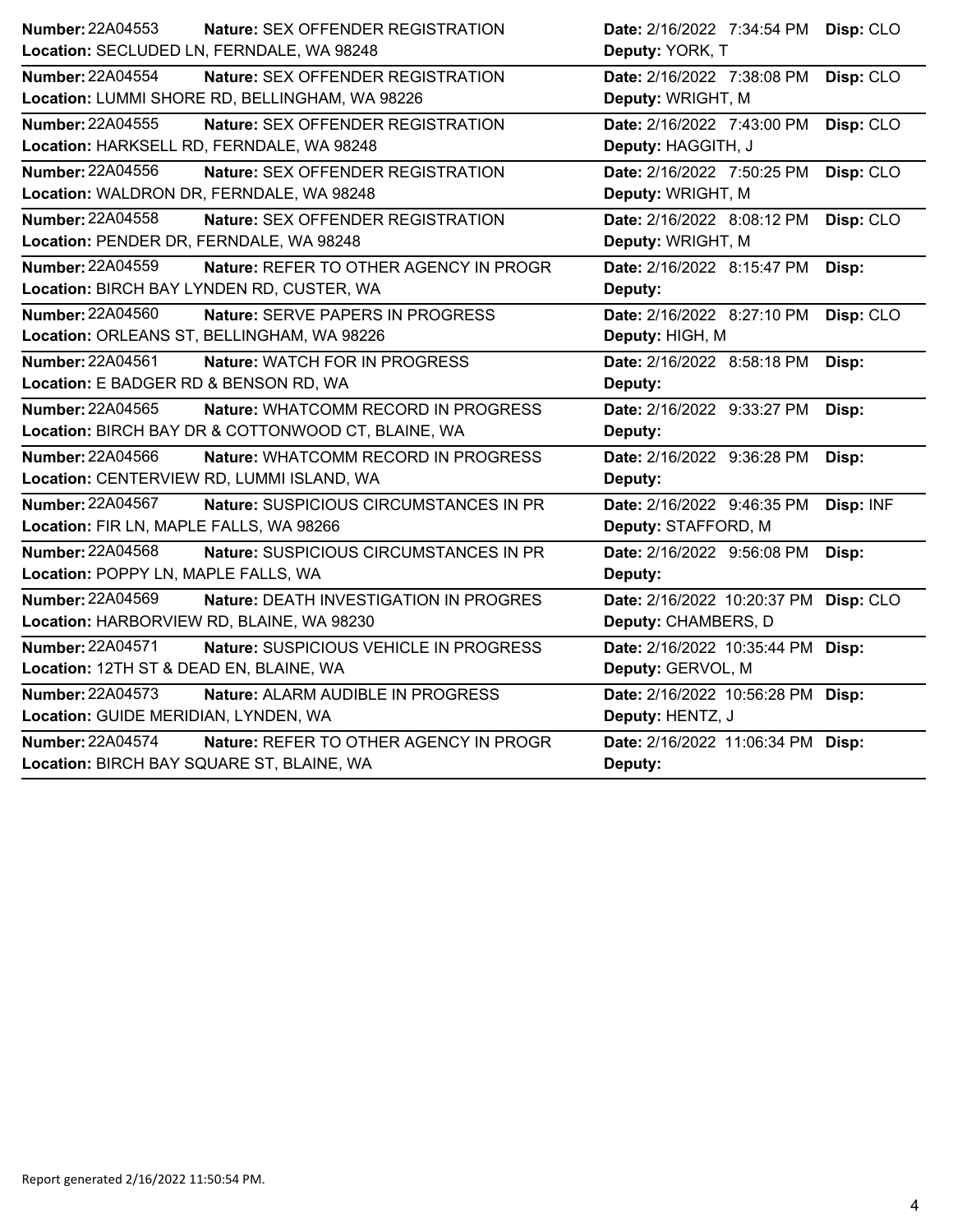**Number:** 22A04553 **Nature:** SEX OFFENDER REGISTRATION **Date:** 2/16/2022 7:34:54 PM **Disp:** CLO
**Location:** SECLUDED LN, FERNDALE, WA 98248 **Deputy:** YORK, T

**Number:** 22A04554 **Nature:** SEX OFFENDER REGISTRATION **Date:** 2/16/2022 7:38:08 PM **Disp:** CLO
**Location:** LUMMI SHORE RD, BELLINGHAM, WA 98226 **Deputy:** WRIGHT, M

**Number:** 22A04555 **Nature:** SEX OFFENDER REGISTRATION **Date:** 2/16/2022 7:43:00 PM **Disp:** CLO
**Location:** HARKSELL RD, FERNDALE, WA 98248 **Deputy:** HAGGITH, J

**Number:** 22A04556 **Nature:** SEX OFFENDER REGISTRATION **Date:** 2/16/2022 7:50:25 PM **Disp:** CLO
**Location:** WALDRON DR, FERNDALE, WA 98248 **Deputy:** WRIGHT, M

**Number:** 22A04558 **Nature:** SEX OFFENDER REGISTRATION **Date:** 2/16/2022 8:08:12 PM **Disp:** CLO
**Location:** PENDER DR, FERNDALE, WA 98248 **Deputy:** WRIGHT, M

**Number:** 22A04559 **Nature:** REFER TO OTHER AGENCY IN PROGR **Date:** 2/16/2022 8:15:47 PM **Disp:**
**Location:** BIRCH BAY LYNDEN RD, CUSTER, WA **Deputy:**

**Number:** 22A04560 **Nature:** SERVE PAPERS IN PROGRESS **Date:** 2/16/2022 8:27:10 PM **Disp:** CLO
**Location:** ORLEANS ST, BELLINGHAM, WA 98226 **Deputy:** HIGH, M

**Number:** 22A04561 **Nature:** WATCH FOR IN PROGRESS **Date:** 2/16/2022 8:58:18 PM **Disp:**
**Location:** E BADGER RD & BENSON RD, WA **Deputy:**

**Number:** 22A04565 **Nature:** WHATCOMM RECORD IN PROGRESS **Date:** 2/16/2022 9:33:27 PM **Disp:**
**Location:** BIRCH BAY DR & COTTONWOOD CT, BLAINE, WA **Deputy:**

**Number:** 22A04566 **Nature:** WHATCOMM RECORD IN PROGRESS **Date:** 2/16/2022 9:36:28 PM **Disp:**
**Location:** CENTERVIEW RD, LUMMI ISLAND, WA **Deputy:**

**Number:** 22A04567 **Nature:** SUSPICIOUS CIRCUMSTANCES IN PR **Date:** 2/16/2022 9:46:35 PM **Disp:** INF
**Location:** FIR LN, MAPLE FALLS, WA 98266 **Deputy:** STAFFORD, M

**Number:** 22A04568 **Nature:** SUSPICIOUS CIRCUMSTANCES IN PR **Date:** 2/16/2022 9:56:08 PM **Disp:**
**Location:** POPPY LN, MAPLE FALLS, WA **Deputy:**

**Number:** 22A04569 **Nature:** DEATH INVESTIGATION IN PROGRES **Date:** 2/16/2022 10:20:37 PM **Disp:** CLO
**Location:** HARBORVIEW RD, BLAINE, WA 98230 **Deputy:** CHAMBERS, D

**Number:** 22A04571 **Nature:** SUSPICIOUS VEHICLE IN PROGRESS **Date:** 2/16/2022 10:35:44 PM **Disp:**
**Location:** 12TH ST & DEAD EN, BLAINE, WA **Deputy:** GERVOL, M

**Number:** 22A04573 **Nature:** ALARM AUDIBLE IN PROGRESS **Date:** 2/16/2022 10:56:28 PM **Disp:**
**Location:** GUIDE MERIDIAN, LYNDEN, WA **Deputy:** HENTZ, J

**Number:** 22A04574 **Nature:** REFER TO OTHER AGENCY IN PROGR **Date:** 2/16/2022 11:06:34 PM **Disp:**
**Location:** BIRCH BAY SQUARE ST, BLAINE, WA **Deputy:**

Report generated 2/16/2022 11:50:54 PM.